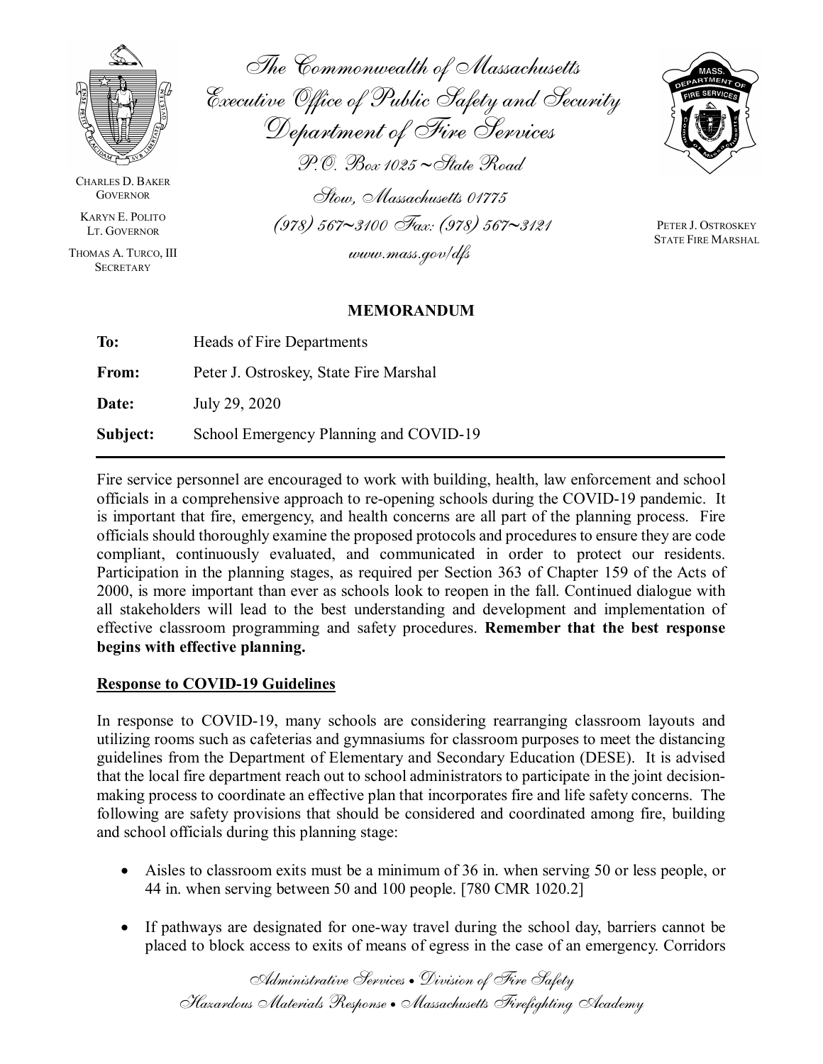The Commonwealth of Massachusetts
Executive Office of Public Safety and Security
Department of Fire Services
P.O. Box 1025 ~ State Road
Stow, Massachusetts 01775
(978) 567~3100 Fax: (978) 567~3121
www.mass.gov/dfs

CHARLES D. BAKER
GOVERNOR

KARYN E. POLITO
LT. GOVERNOR

THOMAS A. TURCO, III
SECRETARY

PETER J. OSTROSKEY
STATE FIRE MARSHAL

## MEMORANDUM

**To:** Heads of Fire Departments

**From:** Peter J. Ostroskey, State Fire Marshal

**Date:** July 29, 2020

**Subject:** School Emergency Planning and COVID-19

---

Fire service personnel are encouraged to work with building, health, law enforcement and school officials in a comprehensive approach to re-opening schools during the COVID-19 pandemic. It is important that fire, emergency, and health concerns are all part of the planning process. Fire officials should thoroughly examine the proposed protocols and procedures to ensure they are code compliant, continuously evaluated, and communicated in order to protect our residents. Participation in the planning stages, as required per Section 363 of Chapter 159 of the Acts of 2000, is more important than ever as schools look to reopen in the fall. Continued dialogue with all stakeholders will lead to the best understanding and development and implementation of effective classroom programming and safety procedures. **Remember that the best response begins with effective planning.**

### Response to COVID-19 Guidelines

In response to COVID-19, many schools are considering rearranging classroom layouts and utilizing rooms such as cafeterias and gymnasiums for classroom purposes to meet the distancing guidelines from the Department of Elementary and Secondary Education (DESE). It is advised that the local fire department reach out to school administrators to participate in the joint decision-making process to coordinate an effective plan that incorporates fire and life safety concerns. The following are safety provisions that should be considered and coordinated among fire, building and school officials during this planning stage:

- Aisles to classroom exits must be a minimum of 36 in. when serving 50 or less people, or 44 in. when serving between 50 and 100 people. [780 CMR 1020.2]
- If pathways are designated for one-way travel during the school day, barriers cannot be placed to block access to exits of means of egress in the case of an emergency. Corridors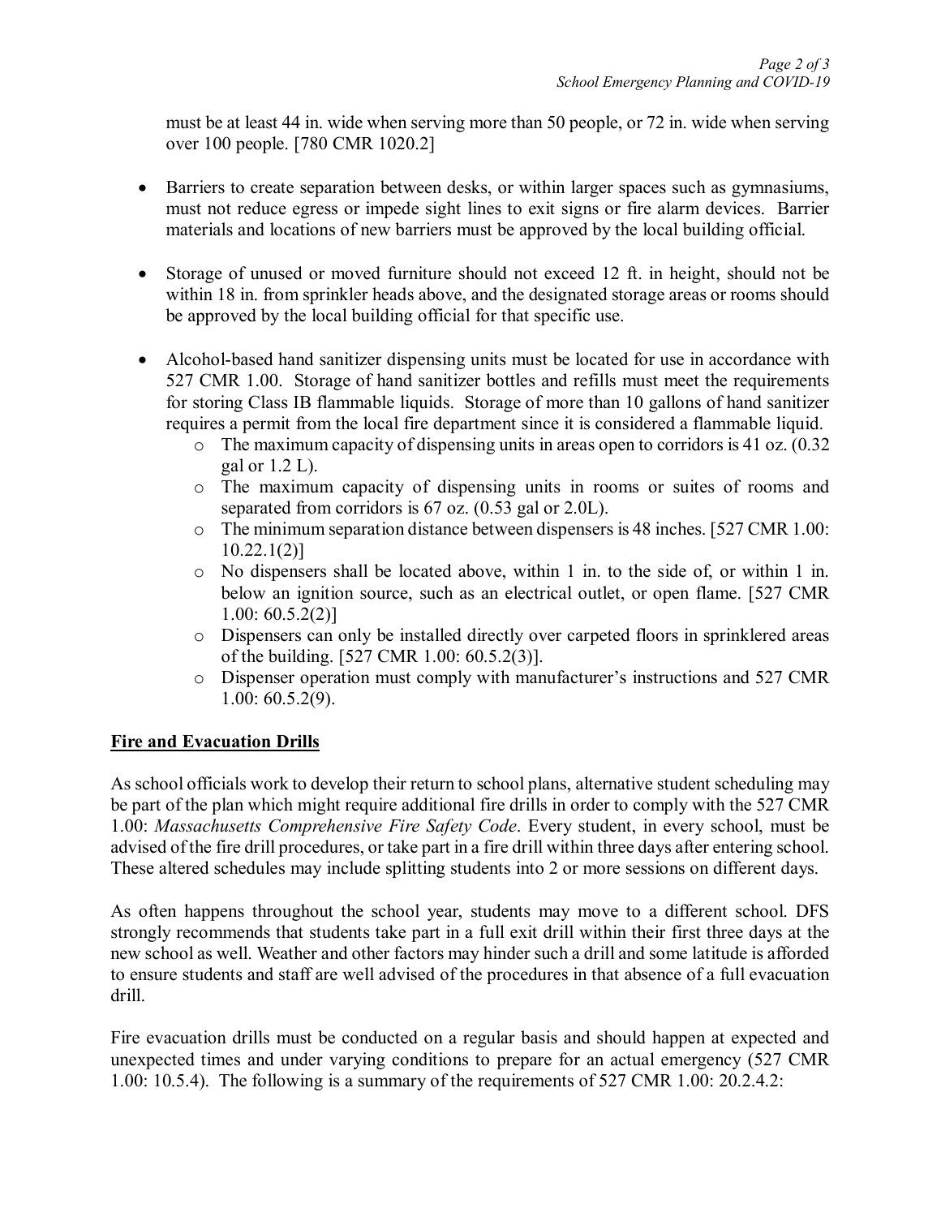must be at least 44 in. wide when serving more than 50 people, or 72 in. wide when serving over 100 people. [780 CMR 1020.2]

- Barriers to create separation between desks, or within larger spaces such as gymnasiums, must not reduce egress or impede sight lines to exit signs or fire alarm devices. Barrier materials and locations of new barriers must be approved by the local building official.

- Storage of unused or moved furniture should not exceed 12 ft. in height, should not be within 18 in. from sprinkler heads above, and the designated storage areas or rooms should be approved by the local building official for that specific use.

- Alcohol-based hand sanitizer dispensing units must be located for use in accordance with 527 CMR 1.00. Storage of hand sanitizer bottles and refills must meet the requirements for storing Class IB flammable liquids. Storage of more than 10 gallons of hand sanitizer requires a permit from the local fire department since it is considered a flammable liquid.
    - The maximum capacity of dispensing units in areas open to corridors is 41 oz. (0.32 gal or 1.2 L).
    - The maximum capacity of dispensing units in rooms or suites of rooms and separated from corridors is 67 oz. (0.53 gal or 2.0L).
    - The minimum separation distance between dispensers is 48 inches. [527 CMR 1.00: 10.22.1(2)]
    - No dispensers shall be located above, within 1 in. to the side of, or within 1 in. below an ignition source, such as an electrical outlet, or open flame. [527 CMR 1.00: 60.5.2(2)]
    - Dispensers can only be installed directly over carpeted floors in sprinklered areas of the building. [527 CMR 1.00: 60.5.2(3)].
    - Dispenser operation must comply with manufacturer's instructions and 527 CMR 1.00: 60.5.2(9).

## Fire and Evacuation Drills

As school officials work to develop their return to school plans, alternative student scheduling may be part of the plan which might require additional fire drills in order to comply with the 527 CMR 1.00: *Massachusetts Comprehensive Fire Safety Code*. Every student, in every school, must be advised of the fire drill procedures, or take part in a fire drill within three days after entering school. These altered schedules may include splitting students into 2 or more sessions on different days.

As often happens throughout the school year, students may move to a different school. DFS strongly recommends that students take part in a full exit drill within their first three days at the new school as well. Weather and other factors may hinder such a drill and some latitude is afforded to ensure students and staff are well advised of the procedures in that absence of a full evacuation drill.

Fire evacuation drills must be conducted on a regular basis and should happen at expected and unexpected times and under varying conditions to prepare for an actual emergency (527 CMR 1.00: 10.5.4). The following is a summary of the requirements of 527 CMR 1.00: 20.2.4.2: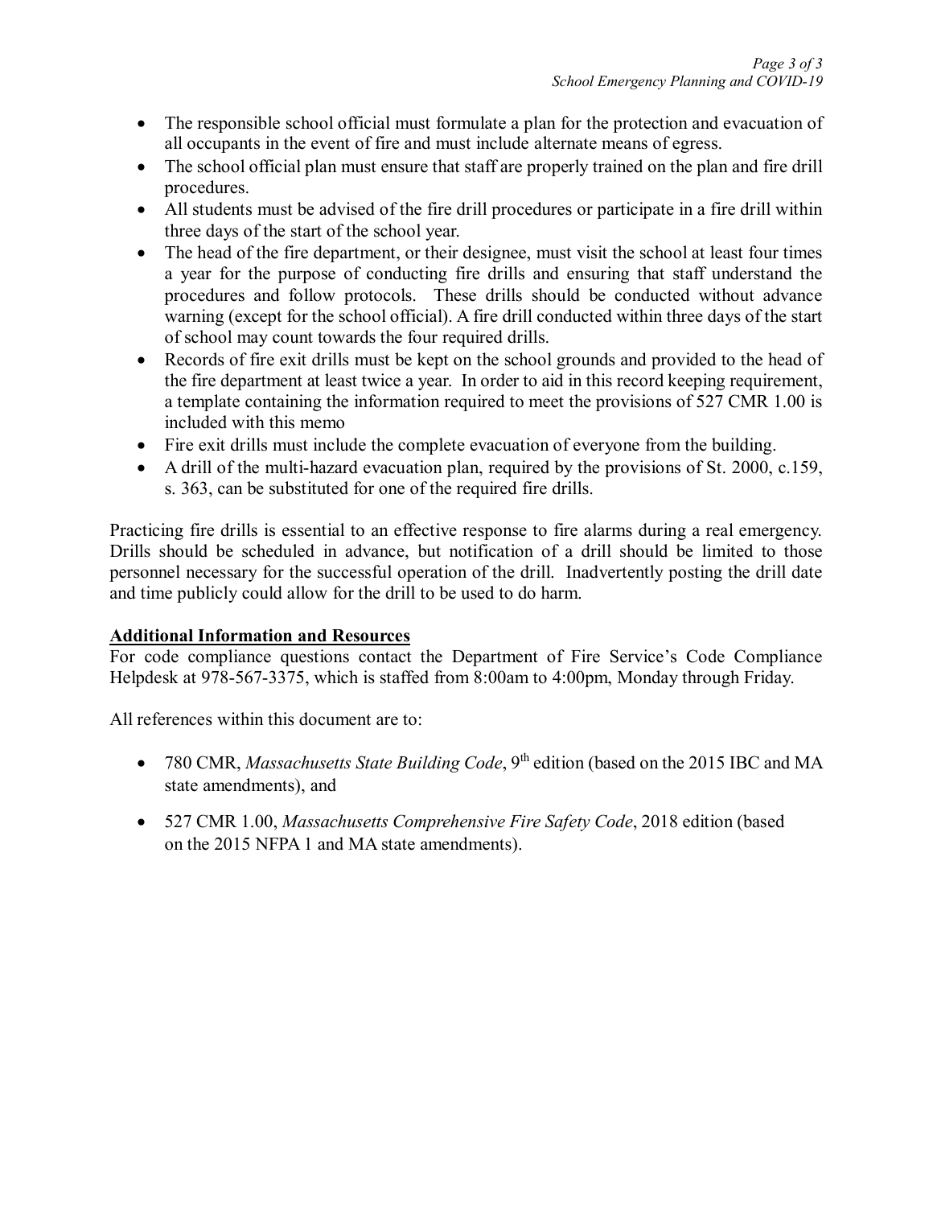- The responsible school official must formulate a plan for the protection and evacuation of all occupants in the event of fire and must include alternate means of egress.
- The school official plan must ensure that staff are properly trained on the plan and fire drill procedures.
- All students must be advised of the fire drill procedures or participate in a fire drill within three days of the start of the school year.
- The head of the fire department, or their designee, must visit the school at least four times a year for the purpose of conducting fire drills and ensuring that staff understand the procedures and follow protocols. These drills should be conducted without advance warning (except for the school official). A fire drill conducted within three days of the start of school may count towards the four required drills.
- Records of fire exit drills must be kept on the school grounds and provided to the head of the fire department at least twice a year. In order to aid in this record keeping requirement, a template containing the information required to meet the provisions of 527 CMR 1.00 is included with this memo
- Fire exit drills must include the complete evacuation of everyone from the building.
- A drill of the multi-hazard evacuation plan, required by the provisions of St. 2000, c.159, s. 363, can be substituted for one of the required fire drills.

Practicing fire drills is essential to an effective response to fire alarms during a real emergency. Drills should be scheduled in advance, but notification of a drill should be limited to those personnel necessary for the successful operation of the drill. Inadvertently posting the drill date and time publicly could allow for the drill to be used to do harm.

**Additional Information and Resources**

For code compliance questions contact the Department of Fire Service's Code Compliance Helpdesk at 978-567-3375, which is staffed from 8:00am to 4:00pm, Monday through Friday.

All references within this document are to:

- 780 CMR, *Massachusetts State Building Code*, 9th edition (based on the 2015 IBC and MA state amendments), and
- 527 CMR 1.00, *Massachusetts Comprehensive Fire Safety Code*, 2018 edition (based on the 2015 NFPA 1 and MA state amendments).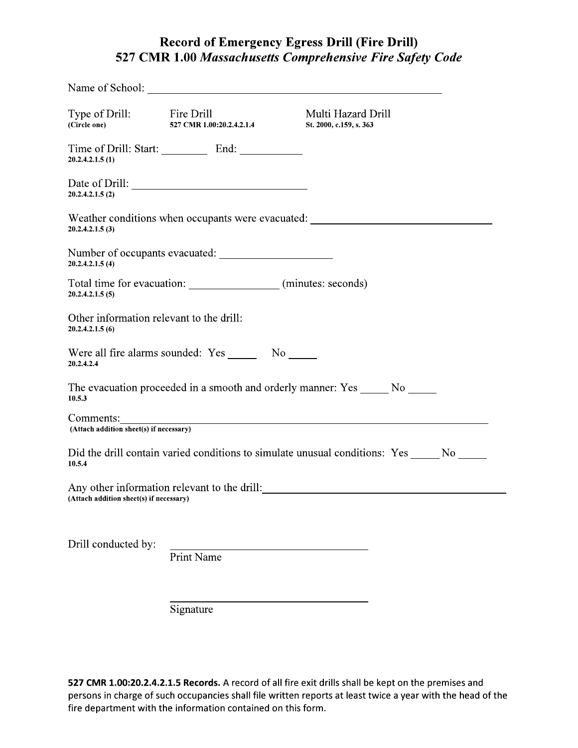# Record of Emergency Egress Drill (Fire Drill)
# 527 CMR 1.00 *Massachusetts Comprehensive Fire Safety Code*

Name of School: ________________________________________________

Type of Drill: **(Circle one)** Fire Drill **527 CMR 1.00:20.2.4.2.1.4** Multi Hazard Drill **St. 2000, c.159, s. 363**

Time of Drill: Start: ________ End: __________
**20.2.4.2.1.5 (1)**

Date of Drill: ____________________________
**20.2.4.2.1.5 (2)**

Weather conditions when occupants were evacuated: ______________________________
**20.2.4.2.1.5 (3)**

Number of occupants evacuated: __________________
**20.2.4.2.1.5 (4)**

Total time for evacuation: _______________ (minutes: seconds)
**20.2.4.2.1.5 (5)**

Other information relevant to the drill:
**20.2.4.2.1.5 (6)**

Were all fire alarms sounded: Yes _____ No _____
**20.2.4.2.4**

The evacuation proceeded in a smooth and orderly manner: Yes _____ No _____
**10.5.3**

Comments: ______________________________________________________________
**(Attach addition sheet(s) if necessary)**

Did the drill contain varied conditions to simulate unusual conditions: Yes _____ No _____
**10.5.4**

Any other information relevant to the drill: ________________________________________
**(Attach addition sheet(s) if necessary)**

Drill conducted by: ________________________________
Print Name

________________________________
Signature

**527 CMR 1.00:20.2.4.2.1.5 Records.** A record of all fire exit drills shall be kept on the premises and persons in charge of such occupancies shall file written reports at least twice a year with the head of the fire department with the information contained on this form.